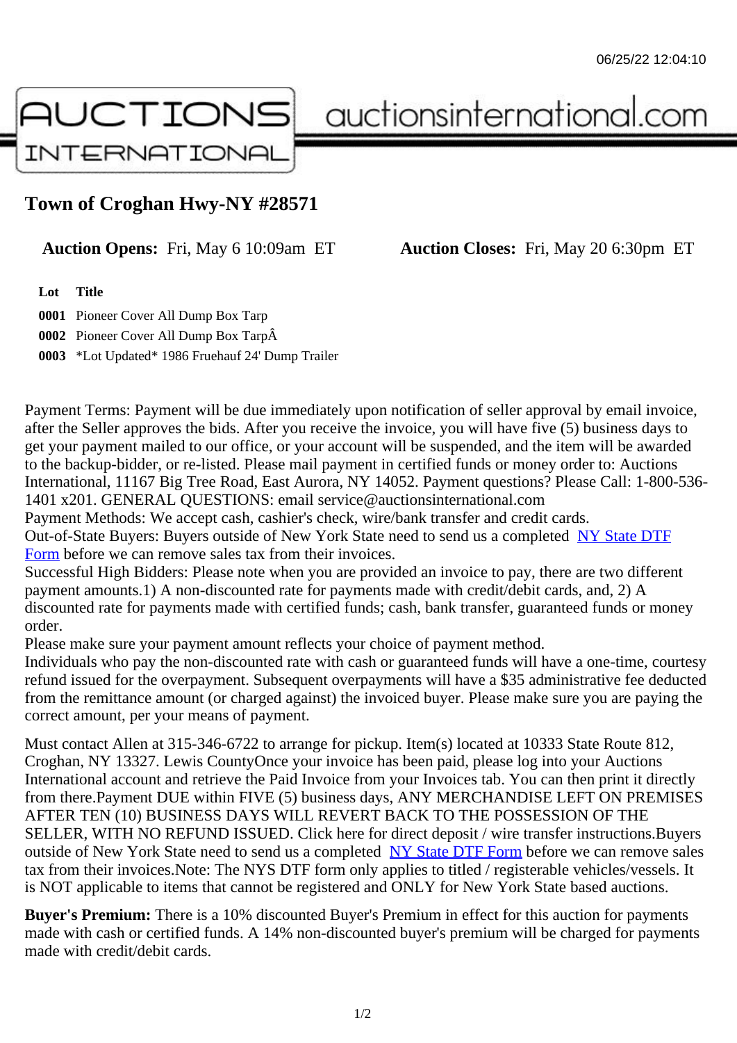06/25/22 12:04:10

AUCTIONS INTERNATIONAL auctionsinternational.com

## Town of Croghan Hwy-NY #28571

**Auction Opens:** Fri, May 6 10:09am ET **Auction Closes:** Fri, May 20 6:30pm ET

| Lot | Title |
|---|---|
| 0001 | Pioneer Cover All Dump Box Tarp |
| 0002 | Pioneer Cover All Dump Box TarpÂ |
| 0003 | *Lot Updated* 1986 Fruehauf 24' Dump Trailer |

Payment Terms: Payment will be due immediately upon notification of seller approval by email invoice, after the Seller approves the bids. After you receive the invoice, you will have five (5) business days to get your payment mailed to our office, or your account will be suspended, and the item will be awarded to the backup-bidder, or re-listed. Please mail payment in certified funds or money order to: Auctions International, 11167 Big Tree Road, East Aurora, NY 14052. Payment questions? Please Call: 1-800-536-1401 x201. GENERAL QUESTIONS: email service@auctionsinternational.com
Payment Methods: We accept cash, cashier's check, wire/bank transfer and credit cards.
Out-of-State Buyers: Buyers outside of New York State need to send us a completed NY State DTF Form before we can remove sales tax from their invoices.
Successful High Bidders: Please note when you are provided an invoice to pay, there are two different payment amounts.1) A non-discounted rate for payments made with credit/debit cards, and, 2) A discounted rate for payments made with certified funds; cash, bank transfer, guaranteed funds or money order.
Please make sure your payment amount reflects your choice of payment method.
Individuals who pay the non-discounted rate with cash or guaranteed funds will have a one-time, courtesy refund issued for the overpayment. Subsequent overpayments will have a $35 administrative fee deducted from the remittance amount (or charged against) the invoiced buyer. Please make sure you are paying the correct amount, per your means of payment.

Must contact Allen at 315-346-6722 to arrange for pickup. Item(s) located at 10333 State Route 812, Croghan, NY 13327. Lewis CountyOnce your invoice has been paid, please log into your Auctions International account and retrieve the Paid Invoice from your Invoices tab. You can then print it directly from there.Payment DUE within FIVE (5) business days, ANY MERCHANDISE LEFT ON PREMISES AFTER TEN (10) BUSINESS DAYS WILL REVERT BACK TO THE POSSESSION OF THE SELLER, WITH NO REFUND ISSUED. Click here for direct deposit / wire transfer instructions.Buyers outside of New York State need to send us a completed NY State DTF Form before we can remove sales tax from their invoices.Note: The NYS DTF form only applies to titled / registerable vehicles/vessels. It is NOT applicable to items that cannot be registered and ONLY for New York State based auctions.

**Buyer's Premium:** There is a 10% discounted Buyer's Premium in effect for this auction for payments made with cash or certified funds. A 14% non-discounted buyer's premium will be charged for payments made with credit/debit cards.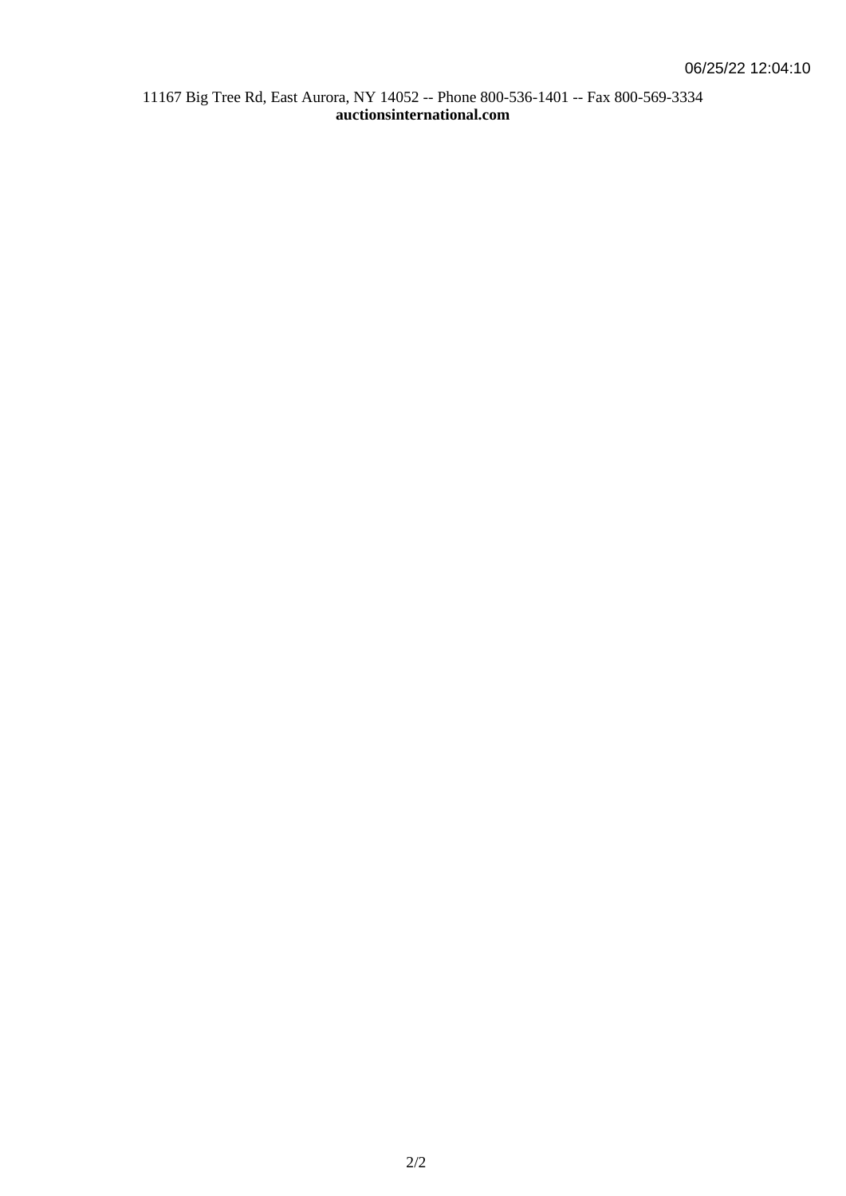11167 Big Tree Rd, East Aurora, NY 14052 -- Phone 800-536-1401 -- Fax 800-569-3334
**auctionsinternational.com**